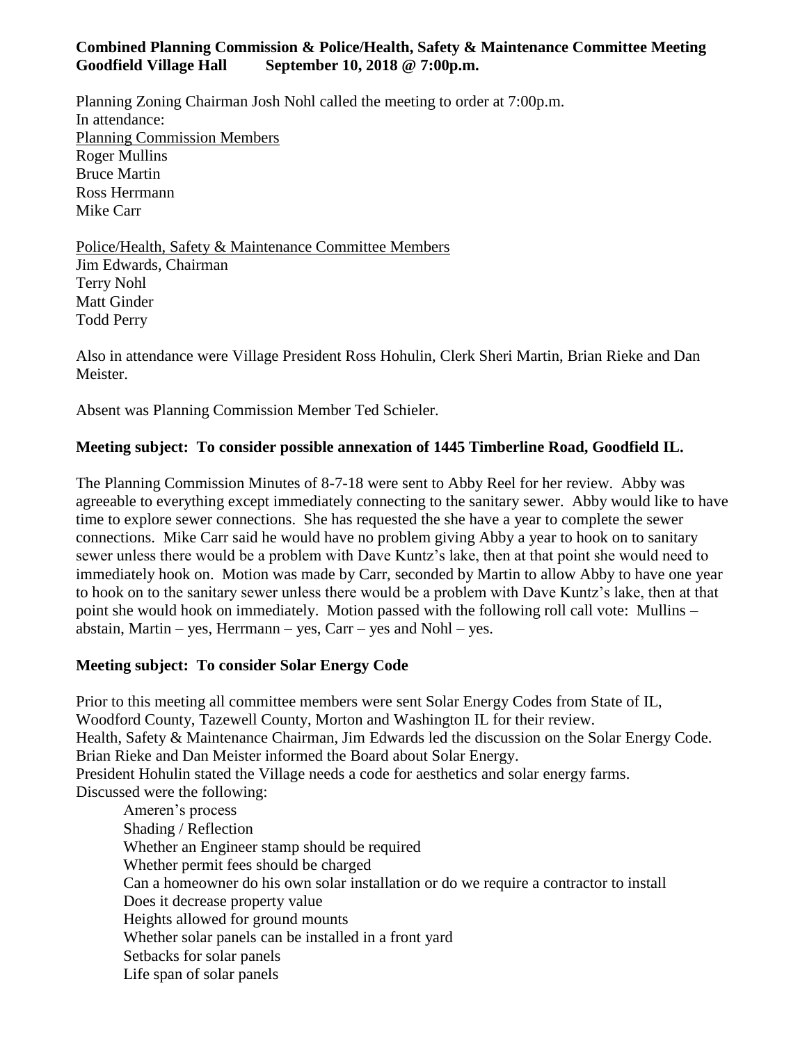**Combined Planning Commission & Police/Health, Safety & Maintenance Committee Meeting**
**Goodfield Village Hall September 10, 2018 @ 7:00p.m.**

Planning Zoning Chairman Josh Nohl called the meeting to order at 7:00p.m.
In attendance:
Planning Commission Members
Roger Mullins
Bruce Martin
Ross Herrmann
Mike Carr

Police/Health, Safety & Maintenance Committee Members
Jim Edwards, Chairman
Terry Nohl
Matt Ginder
Todd Perry

Also in attendance were Village President Ross Hohulin, Clerk Sheri Martin, Brian Rieke and Dan Meister.

Absent was Planning Commission Member Ted Schieler.

**Meeting subject: To consider possible annexation of 1445 Timberline Road, Goodfield IL.**

The Planning Commission Minutes of 8-7-18 were sent to Abby Reel for her review. Abby was agreeable to everything except immediately connecting to the sanitary sewer. Abby would like to have time to explore sewer connections. She has requested the she have a year to complete the sewer connections. Mike Carr said he would have no problem giving Abby a year to hook on to sanitary sewer unless there would be a problem with Dave Kuntz's lake, then at that point she would need to immediately hook on. Motion was made by Carr, seconded by Martin to allow Abby to have one year to hook on to the sanitary sewer unless there would be a problem with Dave Kuntz's lake, then at that point she would hook on immediately. Motion passed with the following roll call vote: Mullins – abstain, Martin – yes, Herrmann – yes, Carr – yes and Nohl – yes.

**Meeting subject: To consider Solar Energy Code**

Prior to this meeting all committee members were sent Solar Energy Codes from State of IL, Woodford County, Tazewell County, Morton and Washington IL for their review.
Health, Safety & Maintenance Chairman, Jim Edwards led the discussion on the Solar Energy Code.
Brian Rieke and Dan Meister informed the Board about Solar Energy.
President Hohulin stated the Village needs a code for aesthetics and solar energy farms.
Discussed were the following:

- Ameren's process
- Shading / Reflection
- Whether an Engineer stamp should be required
- Whether permit fees should be charged
- Can a homeowner do his own solar installation or do we require a contractor to install
- Does it decrease property value
- Heights allowed for ground mounts
- Whether solar panels can be installed in a front yard
- Setbacks for solar panels
- Life span of solar panels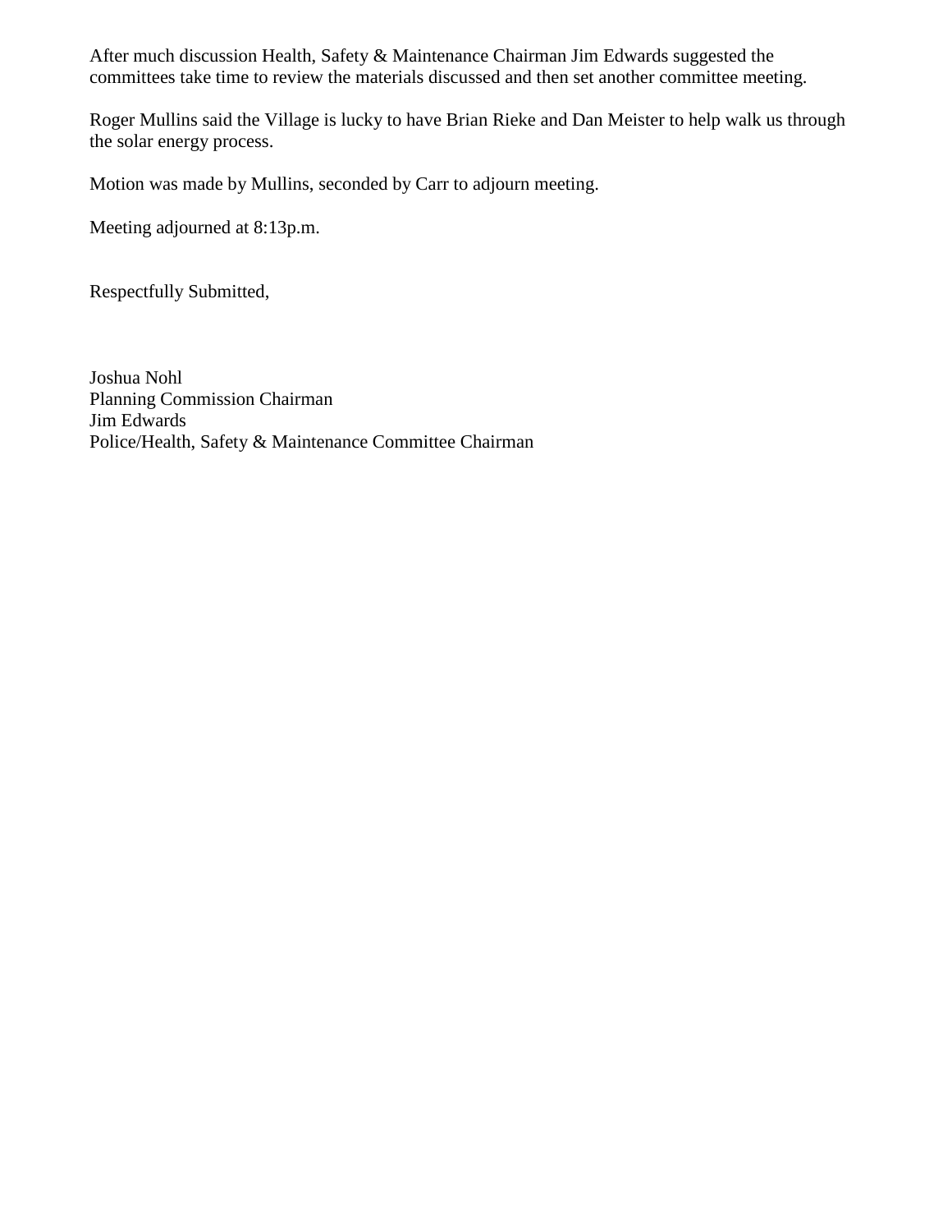After much discussion Health, Safety & Maintenance Chairman Jim Edwards suggested the committees take time to review the materials discussed and then set another committee meeting.

Roger Mullins said the Village is lucky to have Brian Rieke and Dan Meister to help walk us through the solar energy process.

Motion was made by Mullins, seconded by Carr to adjourn meeting.

Meeting adjourned at 8:13p.m.

Respectfully Submitted,

Joshua Nohl  
Planning Commission Chairman  
Jim Edwards  
Police/Health, Safety & Maintenance Committee Chairman